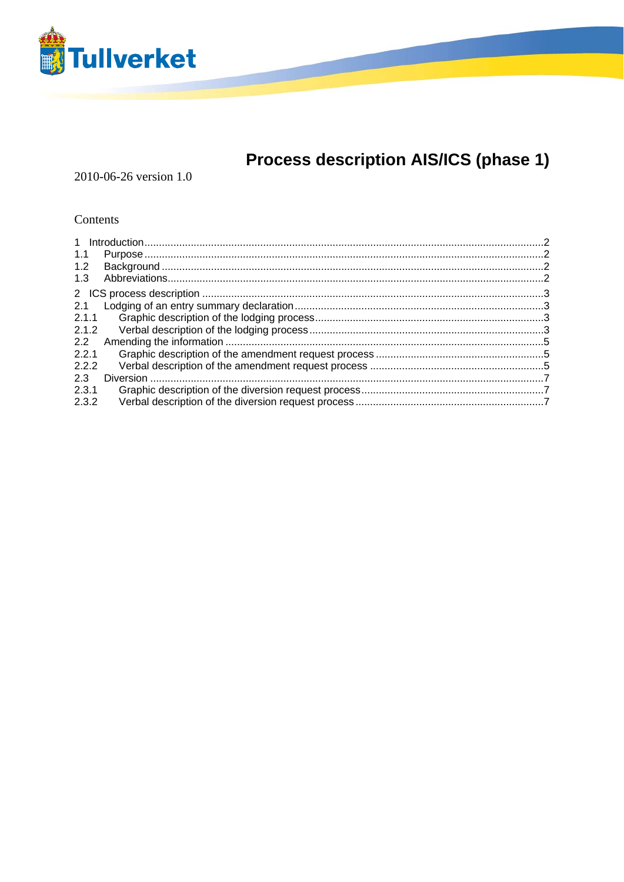Tullverket

# Process description AIS/ICS (phase 1)

2010-06-26 version 1.0

Contents

1 Introduction ........................................................................ 2
1.1 Purpose ........................................................................ 2
1.2 Background ........................................................................ 2
1.3 Abbreviations ........................................................................ 2
2 ICS process description ........................................................................ 3
2.1 Lodging of an entry summary declaration ........................................................................ 3
2.1.1 Graphic description of the lodging process ........................................................................ 3
2.1.2 Verbal description of the lodging process ........................................................................ 3
2.2 Amending the information ........................................................................ 5
2.2.1 Graphic description of the amendment request process ........................................................................ 5
2.2.2 Verbal description of the amendment request process ........................................................................ 5
2.3 Diversion ........................................................................ 7
2.3.1 Graphic description of the diversion request process ........................................................................ 7
2.3.2 Verbal description of the diversion request process ........................................................................ 7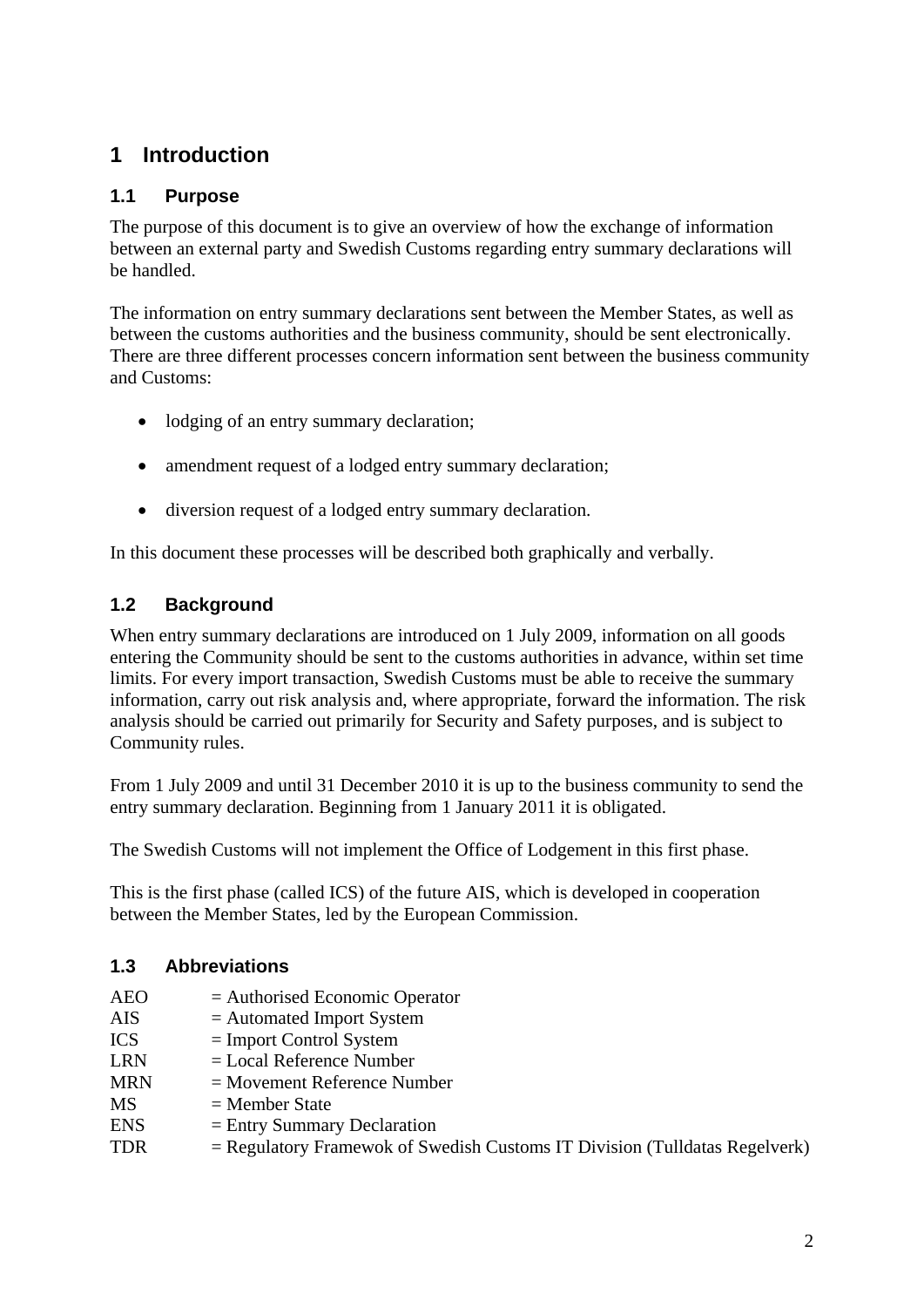# 1 Introduction

## 1.1 Purpose

The purpose of this document is to give an overview of how the exchange of information between an external party and Swedish Customs regarding entry summary declarations will be handled.

The information on entry summary declarations sent between the Member States, as well as between the customs authorities and the business community, should be sent electronically. There are three different processes concern information sent between the business community and Customs:

- lodging of an entry summary declaration;
- amendment request of a lodged entry summary declaration;
- diversion request of a lodged entry summary declaration.

In this document these processes will be described both graphically and verbally.

## 1.2 Background

When entry summary declarations are introduced on 1 July 2009, information on all goods entering the Community should be sent to the customs authorities in advance, within set time limits. For every import transaction, Swedish Customs must be able to receive the summary information, carry out risk analysis and, where appropriate, forward the information. The risk analysis should be carried out primarily for Security and Safety purposes, and is subject to Community rules.

From 1 July 2009 and until 31 December 2010 it is up to the business community to send the entry summary declaration. Beginning from 1 January 2011 it is obligated.

The Swedish Customs will not implement the Office of Lodgement in this first phase.

This is the first phase (called ICS) of the future AIS, which is developed in cooperation between the Member States, led by the European Commission.

## 1.3 Abbreviations

| | |
|---|---|
| AEO | = Authorised Economic Operator |
| AIS | = Automated Import System |
| ICS | = Import Control System |
| LRN | = Local Reference Number |
| MRN | = Movement Reference Number |
| MS | = Member State |
| ENS | = Entry Summary Declaration |
| TDR | = Regulatory Framewok of Swedish Customs IT Division (Tulldatas Regelverk) |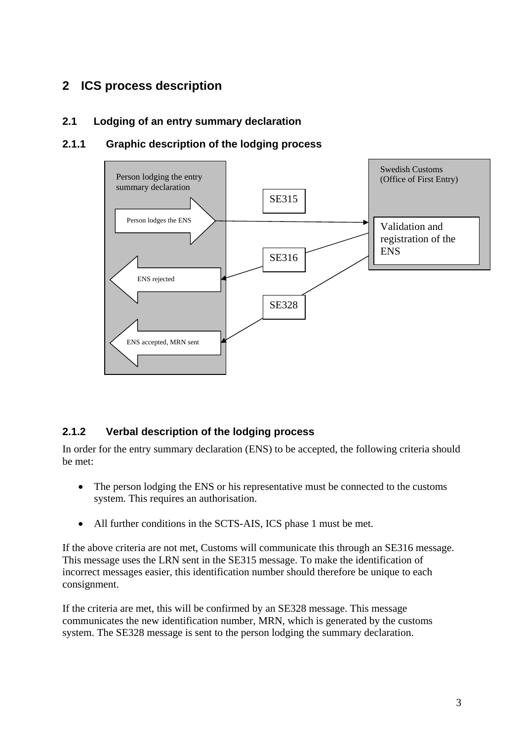# 2 ICS process description

## 2.1 Lodging of an entry summary declaration

### 2.1.1 Graphic description of the lodging process

Person lodging the entry summary declaration

Person lodges the ENS

ENS rejected

ENS accepted, MRN sent

SE315

SE316

SE328

Swedish Customs (Office of First Entry)

Validation and registration of the ENS

### 2.1.2 Verbal description of the lodging process

In order for the entry summary declaration (ENS) to be accepted, the following criteria should be met:

- The person lodging the ENS or his representative must be connected to the customs system. This requires an authorisation.
- All further conditions in the SCTS-AIS, ICS phase 1 must be met.

If the above criteria are not met, Customs will communicate this through an SE316 message. This message uses the LRN sent in the SE315 message. To make the identification of incorrect messages easier, this identification number should therefore be unique to each consignment.

If the criteria are met, this will be confirmed by an SE328 message. This message communicates the new identification number, MRN, which is generated by the customs system. The SE328 message is sent to the person lodging the summary declaration.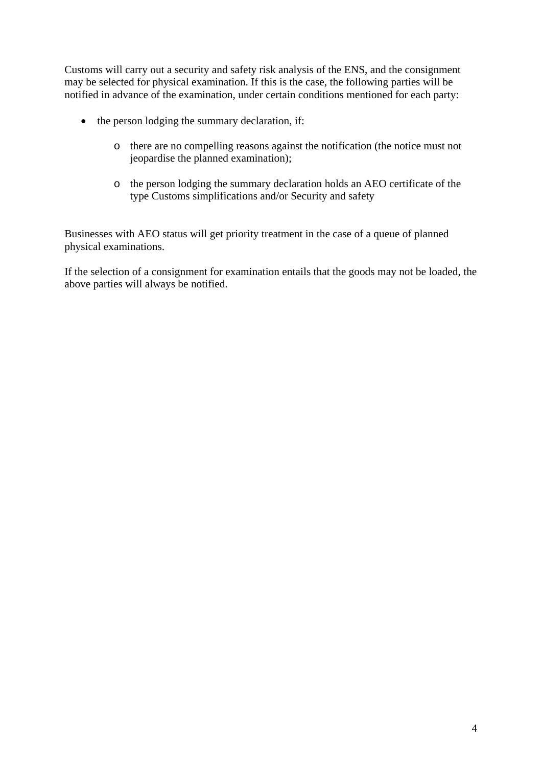Customs will carry out a security and safety risk analysis of the ENS, and the consignment may be selected for physical examination. If this is the case, the following parties will be notified in advance of the examination, under certain conditions mentioned for each party:

- the person lodging the summary declaration, if:
    - there are no compelling reasons against the notification (the notice must not jeopardise the planned examination);
    - the person lodging the summary declaration holds an AEO certificate of the type Customs simplifications and/or Security and safety

Businesses with AEO status will get priority treatment in the case of a queue of planned physical examinations.

If the selection of a consignment for examination entails that the goods may not be loaded, the above parties will always be notified.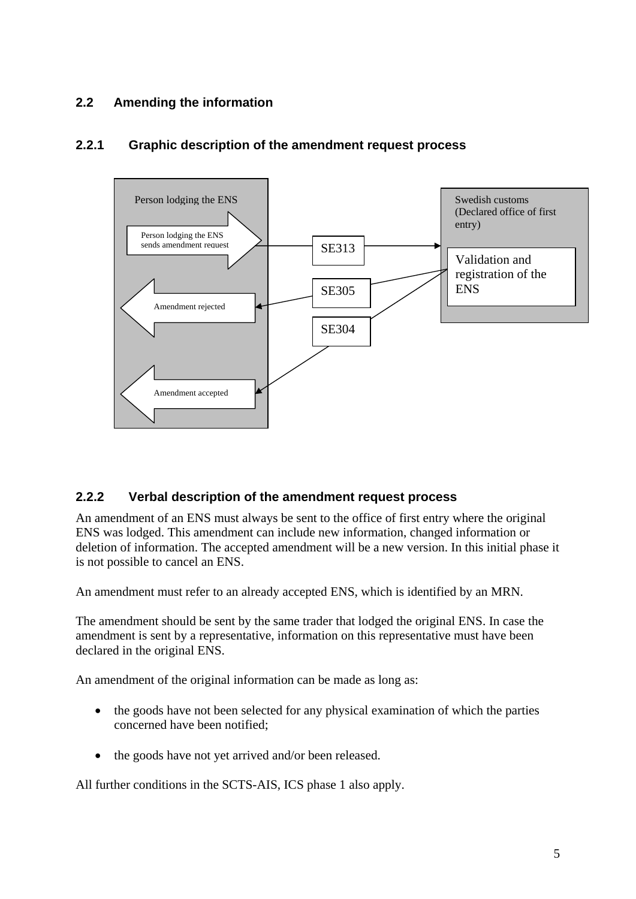## 2.2 Amending the information

### 2.2.1 Graphic description of the amendment request process

Person lodging the ENS

Person lodging the ENS sends amendment request

Amendment rejected

Amendment accepted

SE313

SE305

SE304

Swedish customs (Declared office of first entry)

Validation and registration of the ENS

### 2.2.2 Verbal description of the amendment request process

An amendment of an ENS must always be sent to the office of first entry where the original ENS was lodged. This amendment can include new information, changed information or deletion of information. The accepted amendment will be a new version. In this initial phase it is not possible to cancel an ENS.

An amendment must refer to an already accepted ENS, which is identified by an MRN.

The amendment should be sent by the same trader that lodged the original ENS. In case the amendment is sent by a representative, information on this representative must have been declared in the original ENS.

An amendment of the original information can be made as long as:

- the goods have not been selected for any physical examination of which the parties concerned have been notified;
- the goods have not yet arrived and/or been released.

All further conditions in the SCTS-AIS, ICS phase 1 also apply.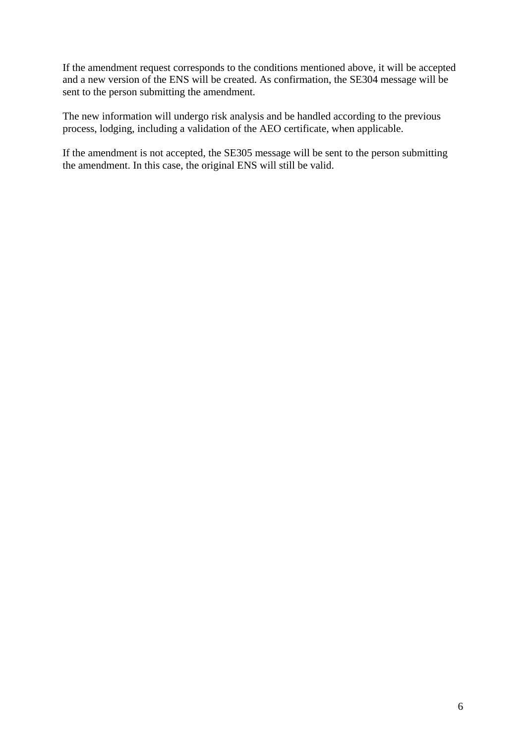If the amendment request corresponds to the conditions mentioned above, it will be accepted and a new version of the ENS will be created. As confirmation, the SE304 message will be sent to the person submitting the amendment.

The new information will undergo risk analysis and be handled according to the previous process, lodging, including a validation of the AEO certificate, when applicable.

If the amendment is not accepted, the SE305 message will be sent to the person submitting the amendment. In this case, the original ENS will still be valid.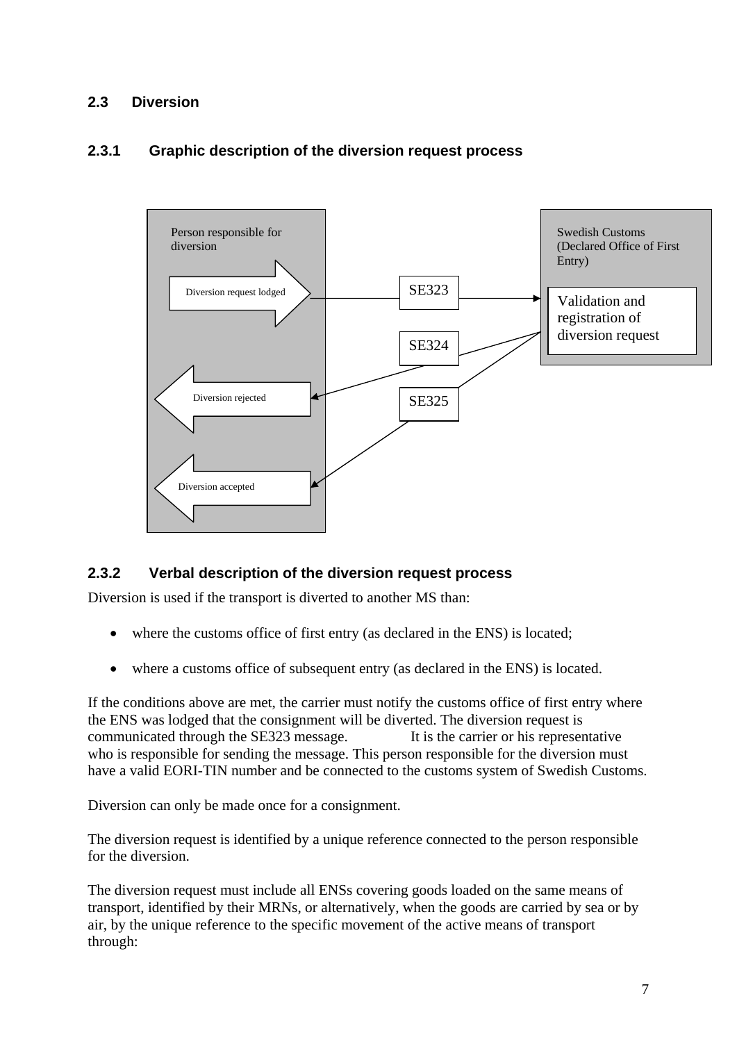## 2.3 Diversion

### 2.3.1 Graphic description of the diversion request process

Person responsible for diversion

Diversion request lodged

Diversion rejected

Diversion accepted

SE323

SE324

SE325

Swedish Customs (Declared Office of First Entry)

Validation and registration of diversion request

### 2.3.2 Verbal description of the diversion request process

Diversion is used if the transport is diverted to another MS than:

- where the customs office of first entry (as declared in the ENS) is located;
- where a customs office of subsequent entry (as declared in the ENS) is located.

If the conditions above are met, the carrier must notify the customs office of first entry where the ENS was lodged that the consignment will be diverted. The diversion request is communicated through the SE323 message. It is the carrier or his representative who is responsible for sending the message. This person responsible for the diversion must have a valid EORI-TIN number and be connected to the customs system of Swedish Customs.

Diversion can only be made once for a consignment.

The diversion request is identified by a unique reference connected to the person responsible for the diversion.

The diversion request must include all ENSs covering goods loaded on the same means of transport, identified by their MRNs, or alternatively, when the goods are carried by sea or by air, by the unique reference to the specific movement of the active means of transport through: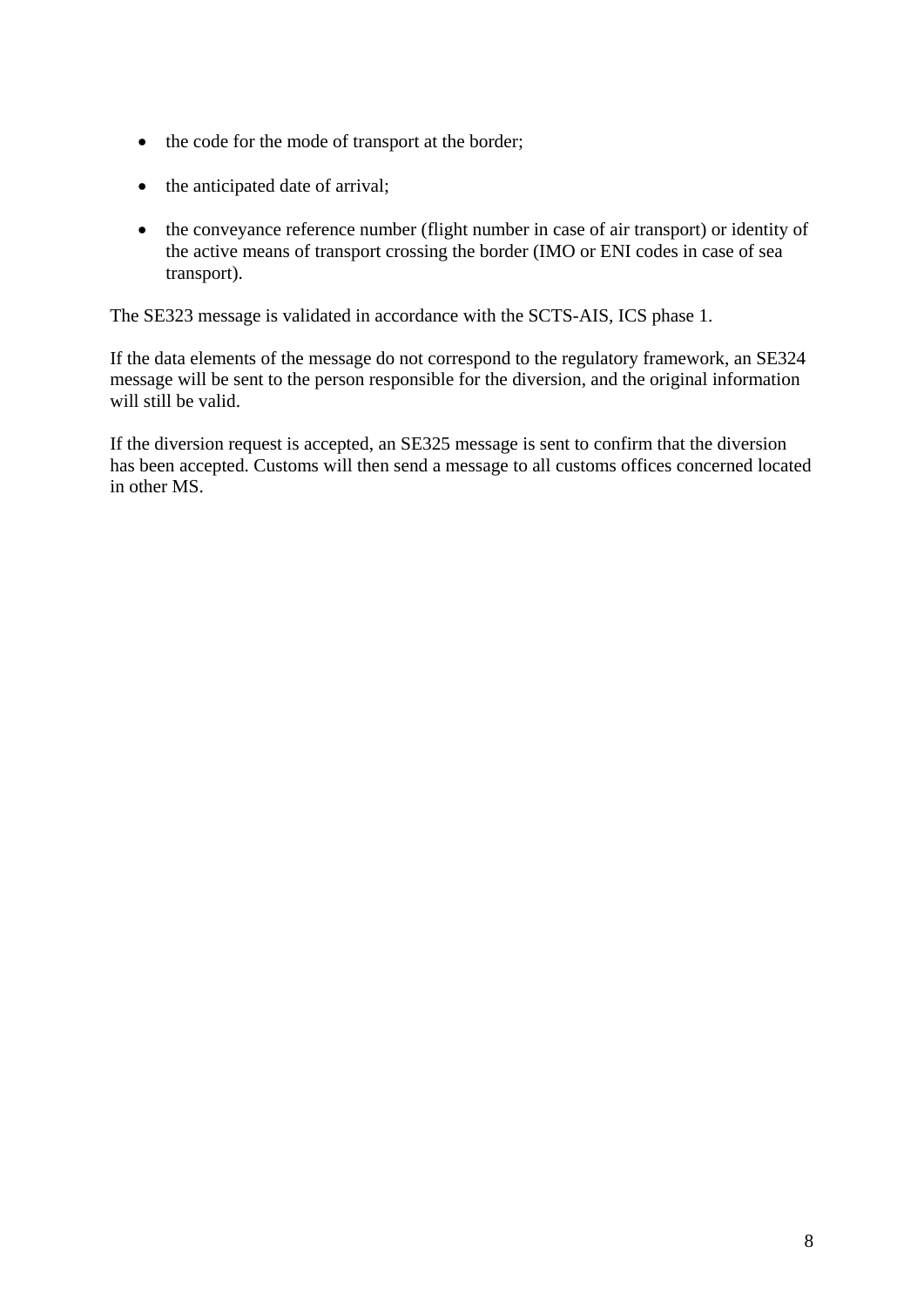- the code for the mode of transport at the border;
- the anticipated date of arrival;
- the conveyance reference number (flight number in case of air transport) or identity of the active means of transport crossing the border (IMO or ENI codes in case of sea transport).

The SE323 message is validated in accordance with the SCTS-AIS, ICS phase 1.

If the data elements of the message do not correspond to the regulatory framework, an SE324 message will be sent to the person responsible for the diversion, and the original information will still be valid.

If the diversion request is accepted, an SE325 message is sent to confirm that the diversion has been accepted. Customs will then send a message to all customs offices concerned located in other MS.